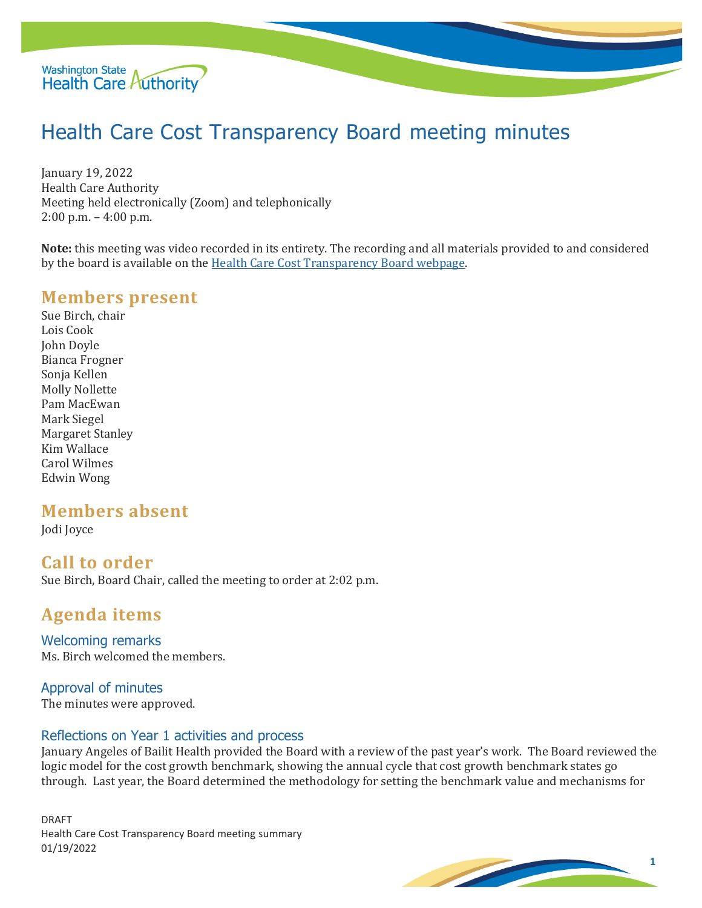# Health Care Cost Transparency Board meeting minutes

January 19, 2022
Health Care Authority
Meeting held electronically (Zoom) and telephonically
2:00 p.m. – 4:00 p.m.

**Note:** this meeting was video recorded in its entirety. The recording and all materials provided to and considered by the board is available on the Health Care Cost Transparency Board webpage.

## Members present

Sue Birch, chair
Lois Cook
John Doyle
Bianca Frogner
Sonja Kellen
Molly Nollette
Pam MacEwan
Mark Siegel
Margaret Stanley
Kim Wallace
Carol Wilmes
Edwin Wong

## Members absent

Jodi Joyce

## Call to order

Sue Birch, Board Chair, called the meeting to order at 2:02 p.m.

## Agenda items

### Welcoming remarks

Ms. Birch welcomed the members.

### Approval of minutes

The minutes were approved.

### Reflections on Year 1 activities and process

January Angeles of Bailit Health provided the Board with a review of the past year's work. The Board reviewed the logic model for the cost growth benchmark, showing the annual cycle that cost growth benchmark states go through. Last year, the Board determined the methodology for setting the benchmark value and mechanisms for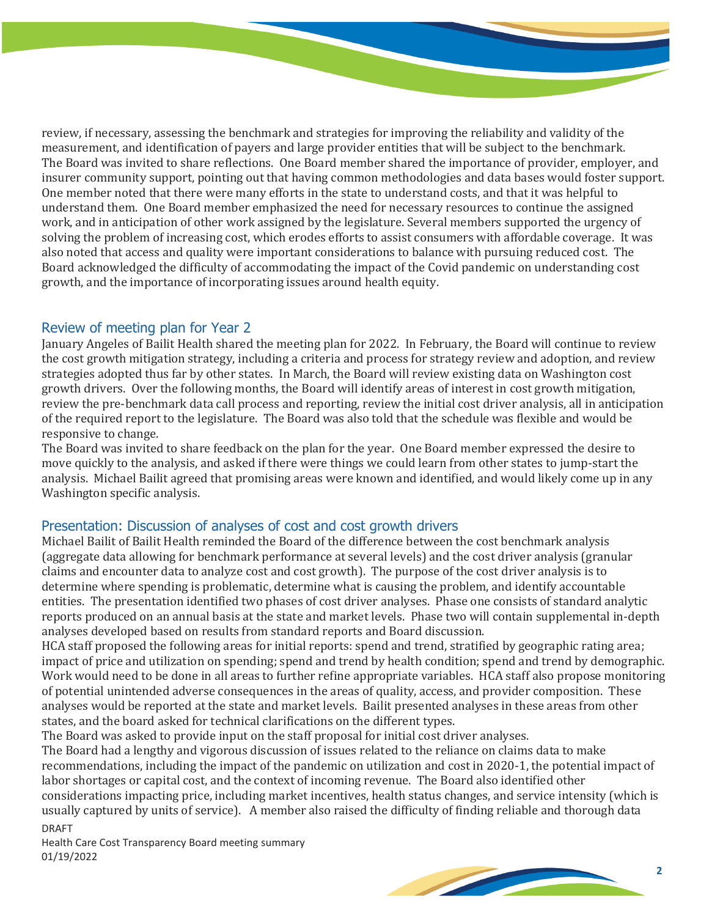review, if necessary, assessing the benchmark and strategies for improving the reliability and validity of the measurement, and identification of payers and large provider entities that will be subject to the benchmark.

The Board was invited to share reflections. One Board member shared the importance of provider, employer, and insurer community support, pointing out that having common methodologies and data bases would foster support. One member noted that there were many efforts in the state to understand costs, and that it was helpful to understand them. One Board member emphasized the need for necessary resources to continue the assigned work, and in anticipation of other work assigned by the legislature. Several members supported the urgency of solving the problem of increasing cost, which erodes efforts to assist consumers with affordable coverage. It was also noted that access and quality were important considerations to balance with pursuing reduced cost. The Board acknowledged the difficulty of accommodating the impact of the Covid pandemic on understanding cost growth, and the importance of incorporating issues around health equity.

## Review of meeting plan for Year 2

January Angeles of Bailit Health shared the meeting plan for 2022. In February, the Board will continue to review the cost growth mitigation strategy, including a criteria and process for strategy review and adoption, and review strategies adopted thus far by other states. In March, the Board will review existing data on Washington cost growth drivers. Over the following months, the Board will identify areas of interest in cost growth mitigation, review the pre-benchmark data call process and reporting, review the initial cost driver analysis, all in anticipation of the required report to the legislature. The Board was also told that the schedule was flexible and would be responsive to change.

The Board was invited to share feedback on the plan for the year. One Board member expressed the desire to move quickly to the analysis, and asked if there were things we could learn from other states to jump-start the analysis. Michael Bailit agreed that promising areas were known and identified, and would likely come up in any Washington specific analysis.

## Presentation: Discussion of analyses of cost and cost growth drivers

Michael Bailit of Bailit Health reminded the Board of the difference between the cost benchmark analysis (aggregate data allowing for benchmark performance at several levels) and the cost driver analysis (granular claims and encounter data to analyze cost and cost growth). The purpose of the cost driver analysis is to determine where spending is problematic, determine what is causing the problem, and identify accountable entities. The presentation identified two phases of cost driver analyses. Phase one consists of standard analytic reports produced on an annual basis at the state and market levels. Phase two will contain supplemental in-depth analyses developed based on results from standard reports and Board discussion.

HCA staff proposed the following areas for initial reports: spend and trend, stratified by geographic rating area; impact of price and utilization on spending; spend and trend by health condition; spend and trend by demographic. Work would need to be done in all areas to further refine appropriate variables. HCA staff also propose monitoring of potential unintended adverse consequences in the areas of quality, access, and provider composition. These analyses would be reported at the state and market levels. Bailit presented analyses in these areas from other states, and the board asked for technical clarifications on the different types.

The Board was asked to provide input on the staff proposal for initial cost driver analyses.

The Board had a lengthy and vigorous discussion of issues related to the reliance on claims data to make recommendations, including the impact of the pandemic on utilization and cost in 2020-1, the potential impact of labor shortages or capital cost, and the context of incoming revenue. The Board also identified other considerations impacting price, including market incentives, health status changes, and service intensity (which is usually captured by units of service). A member also raised the difficulty of finding reliable and thorough data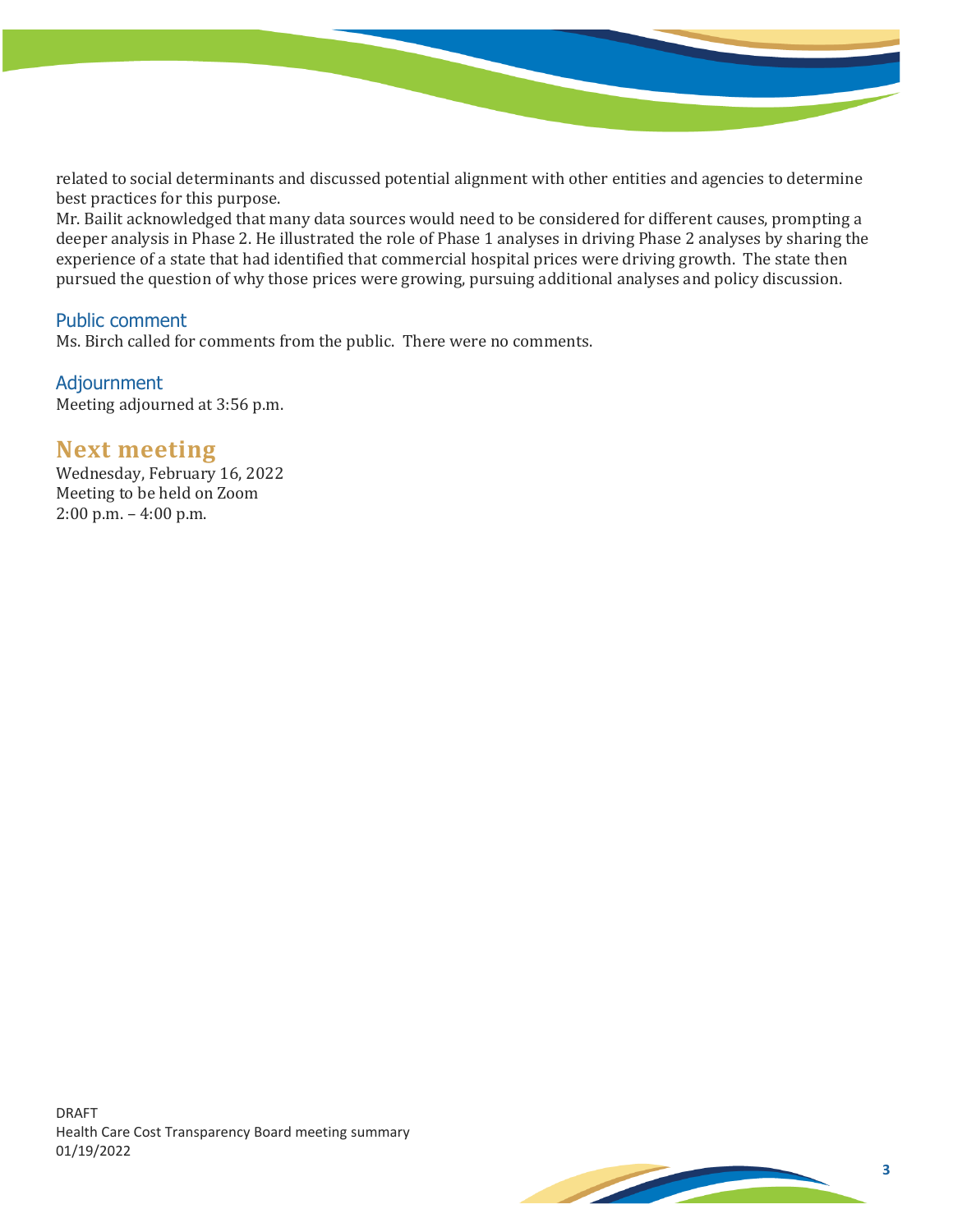related to social determinants and discussed potential alignment with other entities and agencies to determine best practices for this purpose.

Mr. Bailit acknowledged that many data sources would need to be considered for different causes, prompting a deeper analysis in Phase 2. He illustrated the role of Phase 1 analyses in driving Phase 2 analyses by sharing the experience of a state that had identified that commercial hospital prices were driving growth. The state then pursued the question of why those prices were growing, pursuing additional analyses and policy discussion.

### Public comment

Ms. Birch called for comments from the public. There were no comments.

### Adjournment

Meeting adjourned at 3:56 p.m.

## Next meeting

Wednesday, February 16, 2022
Meeting to be held on Zoom
2:00 p.m. – 4:00 p.m.